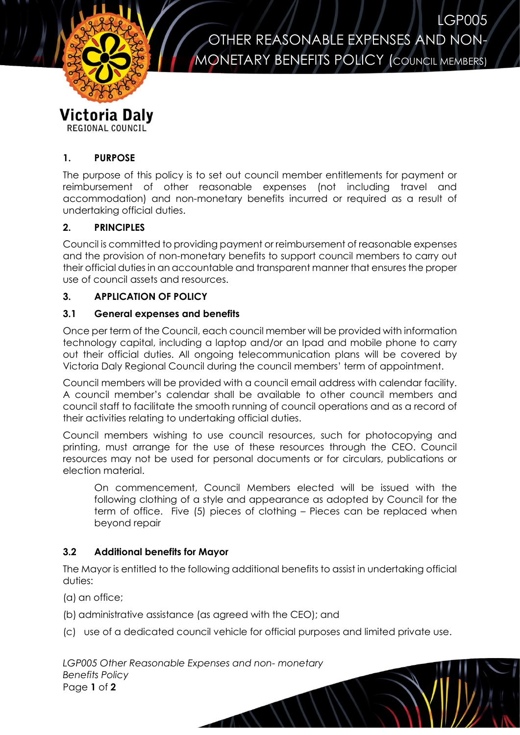# LGP005 OTHER REASONABLE EXPENSES AND NON-MONETARY BENEFITS POLICY (COUNCIL MEMBERS)

Victoria Daly
REGIONAL COUNCIL

## 1. PURPOSE

The purpose of this policy is to set out council member entitlements for payment or reimbursement of other reasonable expenses (not including travel and accommodation) and non-monetary benefits incurred or required as a result of undertaking official duties.

## 2. PRINCIPLES

Council is committed to providing payment or reimbursement of reasonable expenses and the provision of non-monetary benefits to support council members to carry out their official duties in an accountable and transparent manner that ensures the proper use of council assets and resources.

## 3. APPLICATION OF POLICY

### 3.1 General expenses and benefits

Once per term of the Council, each council member will be provided with information technology capital, including a laptop and/or an Ipad and mobile phone to carry out their official duties. All ongoing telecommunication plans will be covered by Victoria Daly Regional Council during the council members' term of appointment.

Council members will be provided with a council email address with calendar facility. A council member's calendar shall be available to other council members and council staff to facilitate the smooth running of council operations and as a record of their activities relating to undertaking official duties.

Council members wishing to use council resources, such for photocopying and printing, must arrange for the use of these resources through the CEO. Council resources may not be used for personal documents or for circulars, publications or election material.

> On commencement, Council Members elected will be issued with the following clothing of a style and appearance as adopted by Council for the term of office. Five (5) pieces of clothing – Pieces can be replaced when beyond repair

### 3.2 Additional benefits for Mayor

The Mayor is entitled to the following additional benefits to assist in undertaking official duties:

(a) an office;

(b) administrative assistance (as agreed with the CEO); and

(c) use of a dedicated council vehicle for official purposes and limited private use.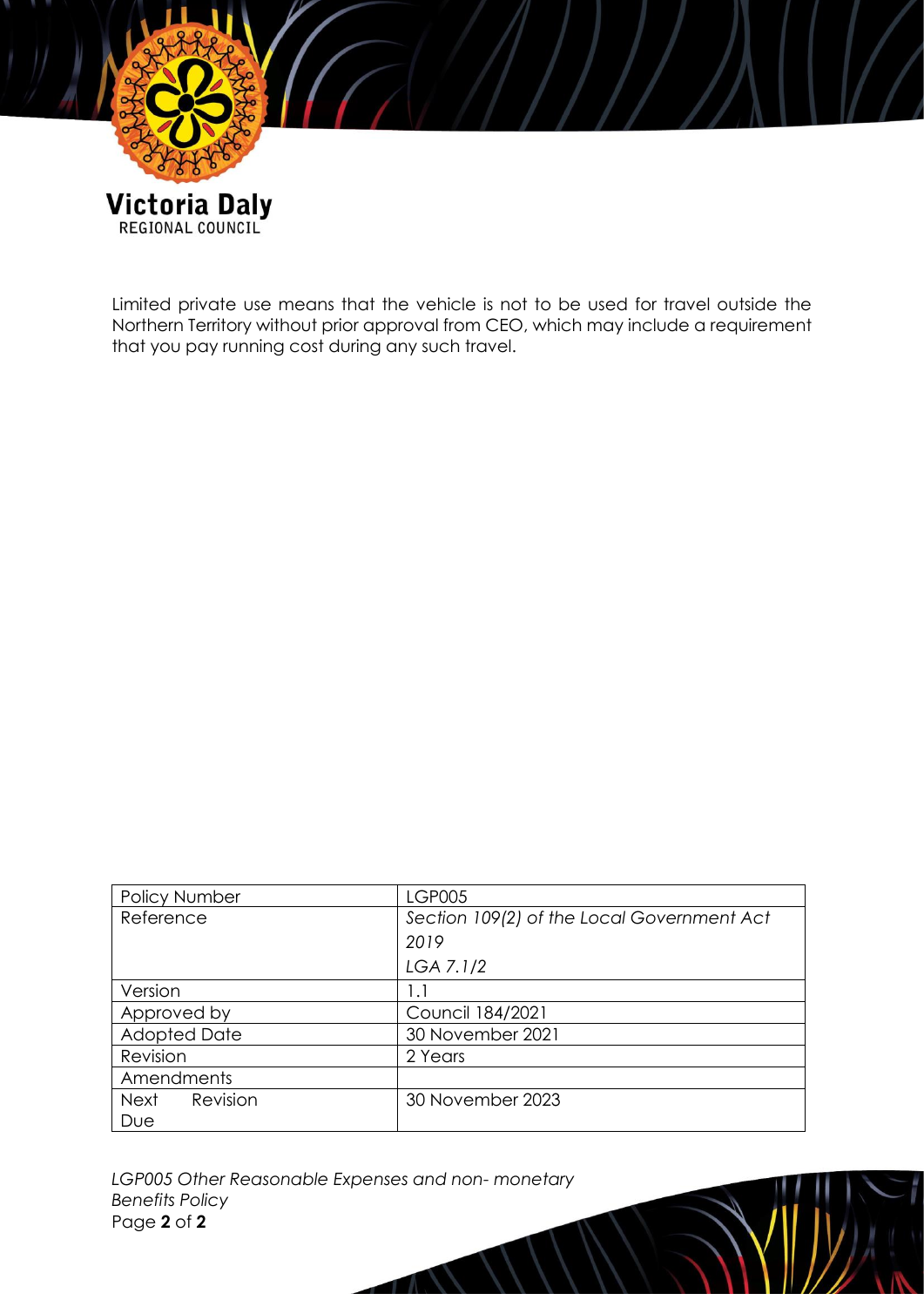Limited private use means that the vehicle is not to be used for travel outside the Northern Territory without prior approval from CEO, which may include a requirement that you pay running cost during any such travel.

| | |
|---|---|
| Policy Number | LGP005 |
| Reference | *Section 109(2) of the Local Government Act 2019*<br>*LGA 7.1/2* |
| Version | 1.1 |
| Approved by | Council 184/2021 |
| Adopted Date | 30 November 2021 |
| Revision | 2 Years |
| Amendments | |
| Next Revision Due | 30 November 2023 |